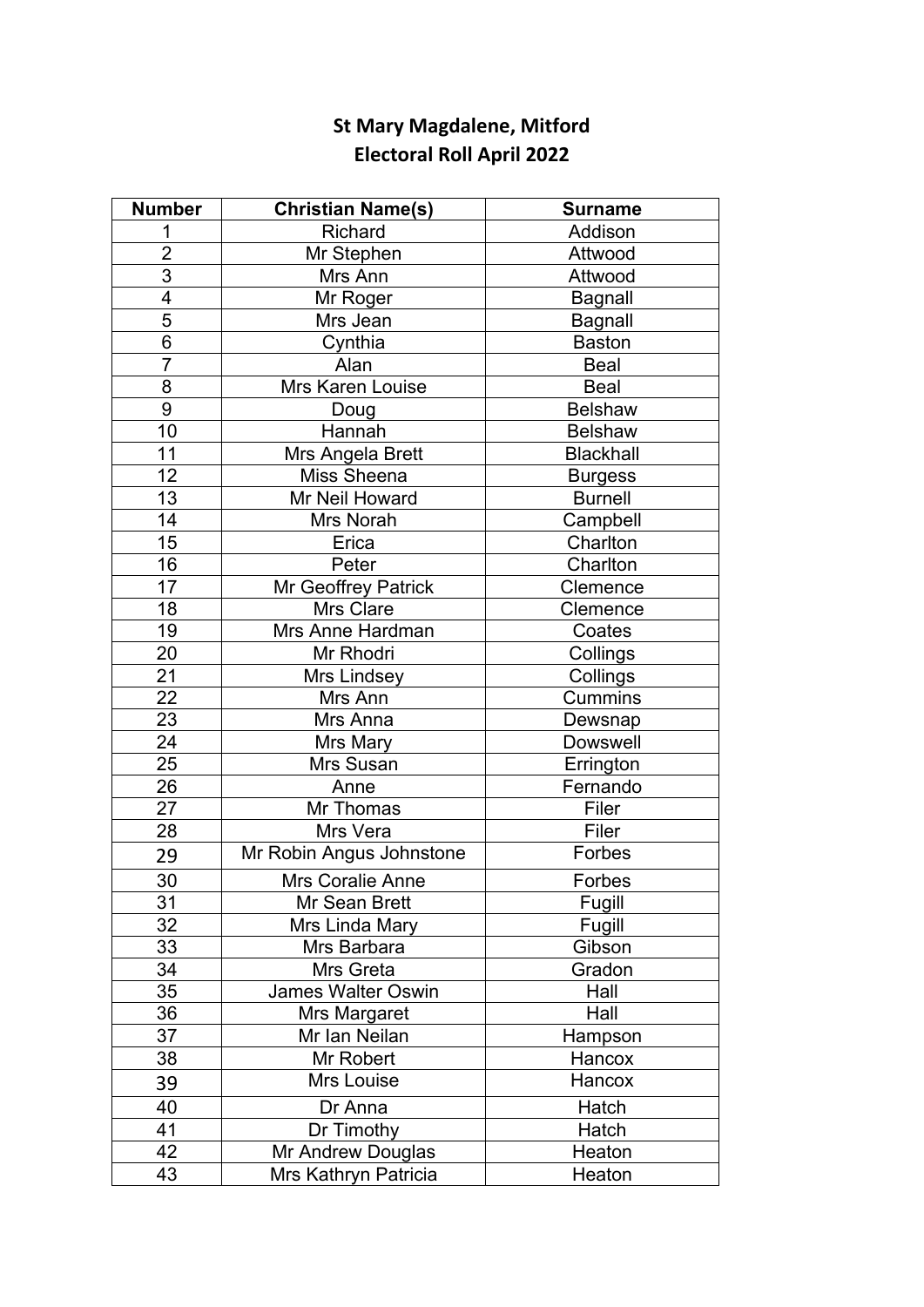# St Mary Magdalene, Mitford
## Electoral Roll April 2022

| Number | Christian Name(s) | Surname |
|---|---|---|
| 1 | Richard | Addison |
| 2 | Mr Stephen | Attwood |
| 3 | Mrs Ann | Attwood |
| 4 | Mr Roger | Bagnall |
| 5 | Mrs Jean | Bagnall |
| 6 | Cynthia | Baston |
| 7 | Alan | Beal |
| 8 | Mrs Karen Louise | Beal |
| 9 | Doug | Belshaw |
| 10 | Hannah | Belshaw |
| 11 | Mrs Angela Brett | Blackhall |
| 12 | Miss Sheena | Burgess |
| 13 | Mr Neil Howard | Burnell |
| 14 | Mrs Norah | Campbell |
| 15 | Erica | Charlton |
| 16 | Peter | Charlton |
| 17 | Mr Geoffrey Patrick | Clemence |
| 18 | Mrs Clare | Clemence |
| 19 | Mrs Anne Hardman | Coates |
| 20 | Mr Rhodri | Collings |
| 21 | Mrs Lindsey | Collings |
| 22 | Mrs Ann | Cummins |
| 23 | Mrs Anna | Dewsnap |
| 24 | Mrs Mary | Dowswell |
| 25 | Mrs Susan | Errington |
| 26 | Anne | Fernando |
| 27 | Mr Thomas | Filer |
| 28 | Mrs Vera | Filer |
| 29 | Mr Robin Angus Johnstone | Forbes |
| 30 | Mrs Coralie Anne | Forbes |
| 31 | Mr Sean Brett | Fugill |
| 32 | Mrs Linda Mary | Fugill |
| 33 | Mrs Barbara | Gibson |
| 34 | Mrs Greta | Gradon |
| 35 | James Walter Oswin | Hall |
| 36 | Mrs Margaret | Hall |
| 37 | Mr Ian Neilan | Hampson |
| 38 | Mr Robert | Hancox |
| 39 | Mrs Louise | Hancox |
| 40 | Dr Anna | Hatch |
| 41 | Dr Timothy | Hatch |
| 42 | Mr Andrew Douglas | Heaton |
| 43 | Mrs Kathryn Patricia | Heaton |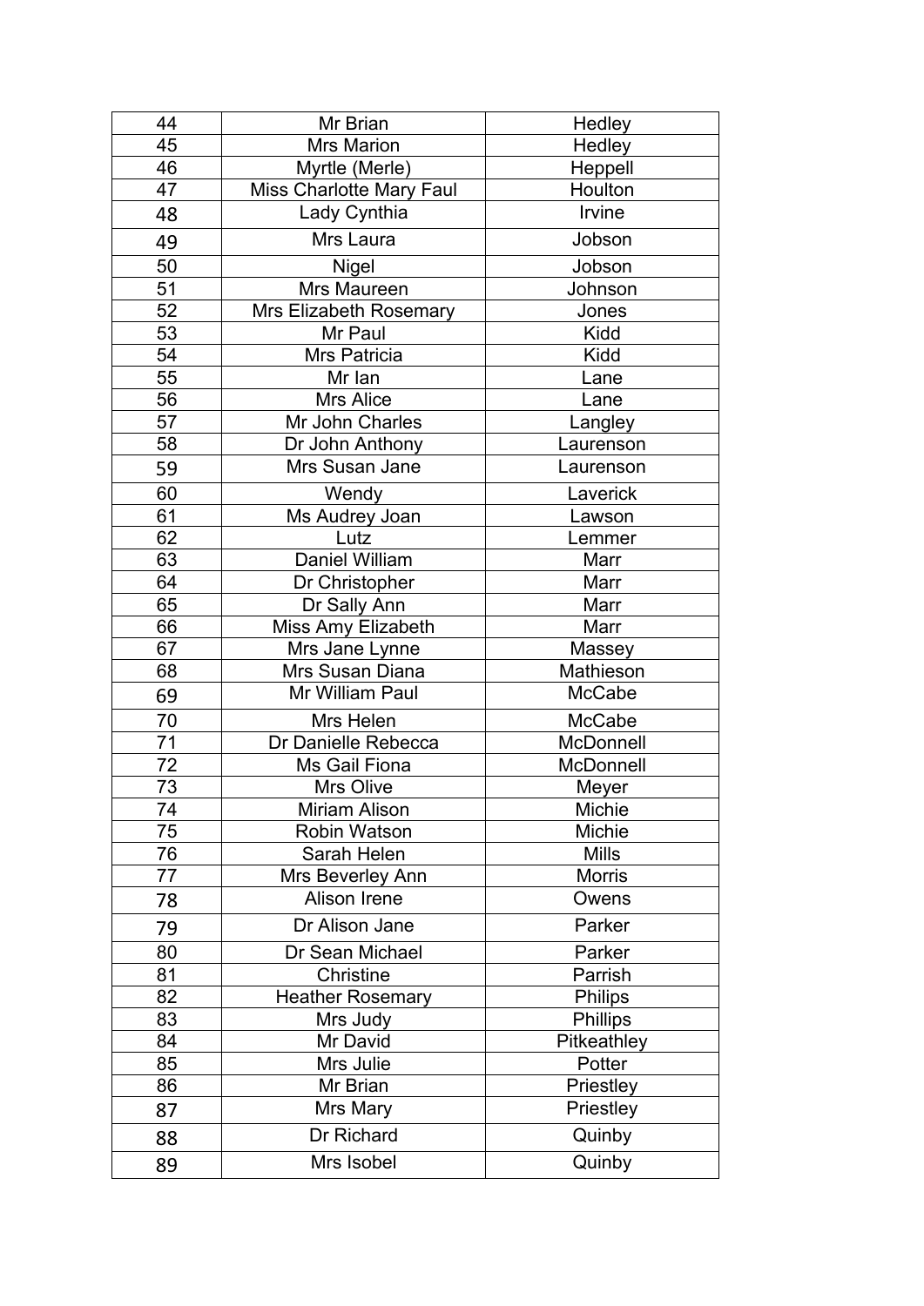| 44 | Mr Brian | Hedley |
|---|---|---|
| 45 | Mrs Marion | Hedley |
| 46 | Myrtle (Merle) | Heppell |
| 47 | Miss Charlotte Mary Faul | Houlton |
| 48 | Lady Cynthia | Irvine |
| 49 | Mrs Laura | Jobson |
| 50 | Nigel | Jobson |
| 51 | Mrs Maureen | Johnson |
| 52 | Mrs Elizabeth Rosemary | Jones |
| 53 | Mr Paul | Kidd |
| 54 | Mrs Patricia | Kidd |
| 55 | Mr Ian | Lane |
| 56 | Mrs Alice | Lane |
| 57 | Mr John Charles | Langley |
| 58 | Dr John Anthony | Laurenson |
| 59 | Mrs Susan Jane | Laurenson |
| 60 | Wendy | Laverick |
| 61 | Ms Audrey Joan | Lawson |
| 62 | Lutz | Lemmer |
| 63 | Daniel William | Marr |
| 64 | Dr Christopher | Marr |
| 65 | Dr Sally Ann | Marr |
| 66 | Miss Amy Elizabeth | Marr |
| 67 | Mrs Jane Lynne | Massey |
| 68 | Mrs Susan Diana | Mathieson |
| 69 | Mr William Paul | McCabe |
| 70 | Mrs Helen | McCabe |
| 71 | Dr Danielle Rebecca | McDonnell |
| 72 | Ms Gail Fiona | McDonnell |
| 73 | Mrs Olive | Meyer |
| 74 | Miriam Alison | Michie |
| 75 | Robin Watson | Michie |
| 76 | Sarah Helen | Mills |
| 77 | Mrs Beverley Ann | Morris |
| 78 | Alison Irene | Owens |
| 79 | Dr Alison Jane | Parker |
| 80 | Dr Sean Michael | Parker |
| 81 | Christine | Parrish |
| 82 | Heather Rosemary | Philips |
| 83 | Mrs Judy | Phillips |
| 84 | Mr David | Pitkeathley |
| 85 | Mrs Julie | Potter |
| 86 | Mr Brian | Priestley |
| 87 | Mrs Mary | Priestley |
| 88 | Dr Richard | Quinby |
| 89 | Mrs Isobel | Quinby |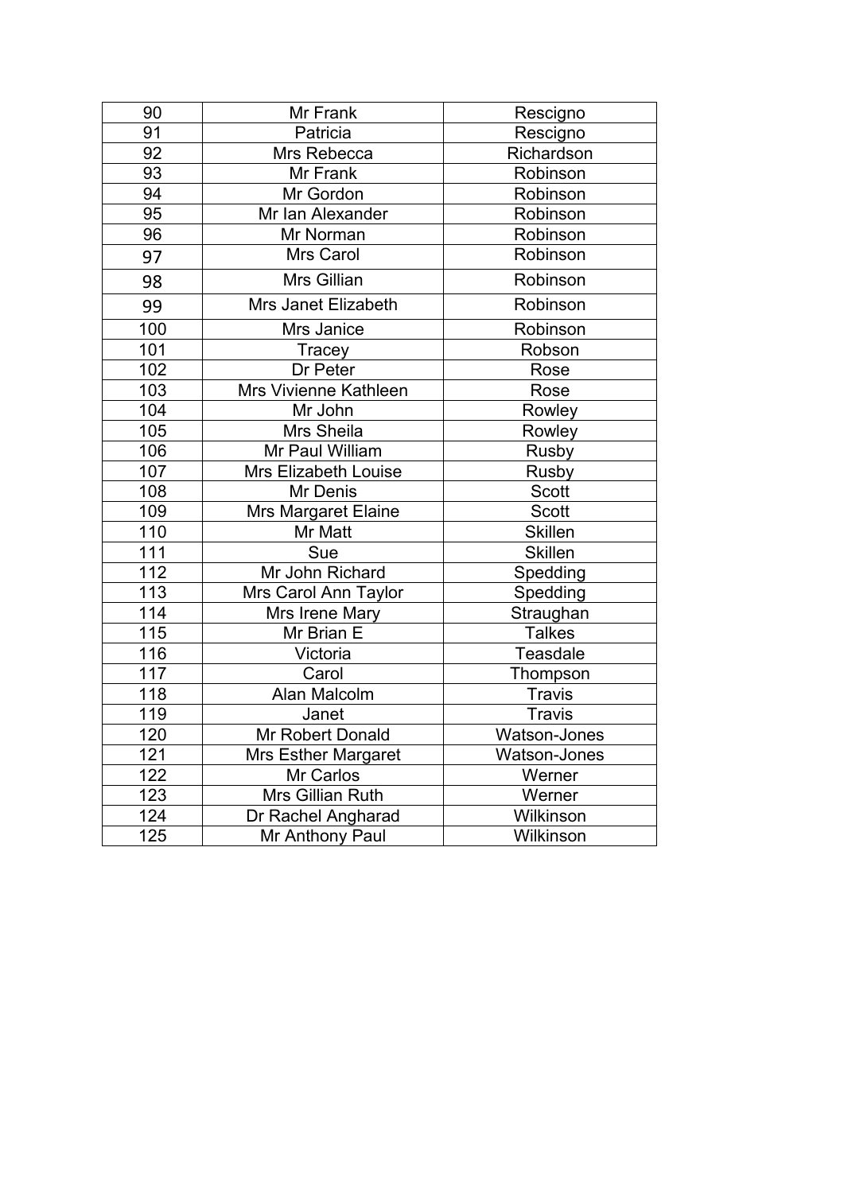| 90 | Mr Frank | Rescigno |
|---|---|---|
| 91 | Patricia | Rescigno |
| 92 | Mrs Rebecca | Richardson |
| 93 | Mr Frank | Robinson |
| 94 | Mr Gordon | Robinson |
| 95 | Mr Ian Alexander | Robinson |
| 96 | Mr Norman | Robinson |
| 97 | Mrs Carol | Robinson |
| 98 | Mrs Gillian | Robinson |
| 99 | Mrs Janet Elizabeth | Robinson |
| 100 | Mrs Janice | Robinson |
| 101 | Tracey | Robson |
| 102 | Dr Peter | Rose |
| 103 | Mrs Vivienne Kathleen | Rose |
| 104 | Mr John | Rowley |
| 105 | Mrs Sheila | Rowley |
| 106 | Mr Paul William | Rusby |
| 107 | Mrs Elizabeth Louise | Rusby |
| 108 | Mr Denis | Scott |
| 109 | Mrs Margaret Elaine | Scott |
| 110 | Mr Matt | Skillen |
| 111 | Sue | Skillen |
| 112 | Mr John Richard | Spedding |
| 113 | Mrs Carol Ann Taylor | Spedding |
| 114 | Mrs Irene Mary | Straughan |
| 115 | Mr Brian E | Talkes |
| 116 | Victoria | Teasdale |
| 117 | Carol | Thompson |
| 118 | Alan Malcolm | Travis |
| 119 | Janet | Travis |
| 120 | Mr Robert Donald | Watson-Jones |
| 121 | Mrs Esther Margaret | Watson-Jones |
| 122 | Mr Carlos | Werner |
| 123 | Mrs Gillian Ruth | Werner |
| 124 | Dr Rachel Angharad | Wilkinson |
| 125 | Mr Anthony Paul | Wilkinson |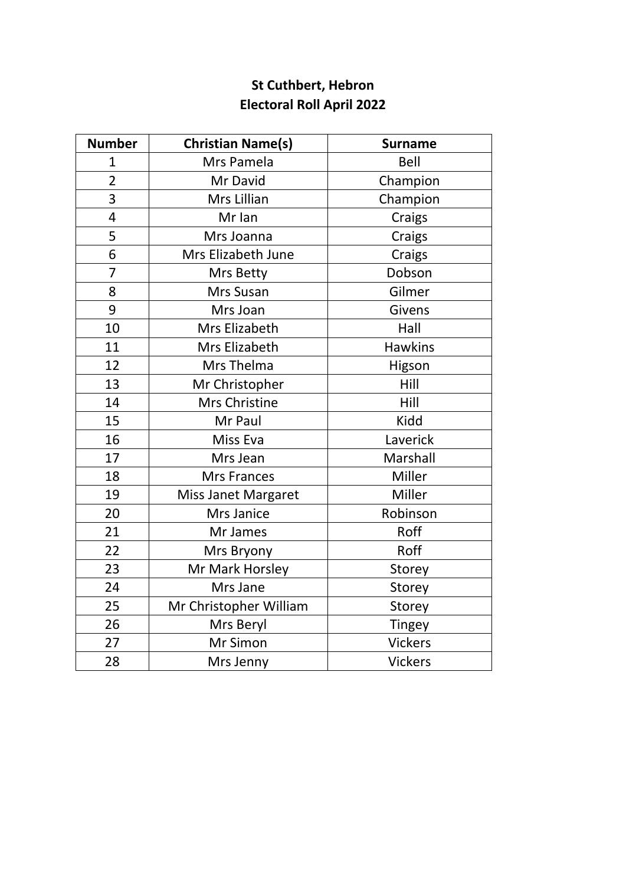**St Cuthbert, Hebron**
**Electoral Roll April 2022**

| Number | Christian Name(s) | Surname |
|---|---|---|
| 1 | Mrs Pamela | Bell |
| 2 | Mr David | Champion |
| 3 | Mrs Lillian | Champion |
| 4 | Mr Ian | Craigs |
| 5 | Mrs Joanna | Craigs |
| 6 | Mrs Elizabeth June | Craigs |
| 7 | Mrs Betty | Dobson |
| 8 | Mrs Susan | Gilmer |
| 9 | Mrs Joan | Givens |
| 10 | Mrs Elizabeth | Hall |
| 11 | Mrs Elizabeth | Hawkins |
| 12 | Mrs Thelma | Higson |
| 13 | Mr Christopher | Hill |
| 14 | Mrs Christine | Hill |
| 15 | Mr Paul | Kidd |
| 16 | Miss Eva | Laverick |
| 17 | Mrs Jean | Marshall |
| 18 | Mrs Frances | Miller |
| 19 | Miss Janet Margaret | Miller |
| 20 | Mrs Janice | Robinson |
| 21 | Mr James | Roff |
| 22 | Mrs Bryony | Roff |
| 23 | Mr Mark Horsley | Storey |
| 24 | Mrs Jane | Storey |
| 25 | Mr Christopher William | Storey |
| 26 | Mrs Beryl | Tingey |
| 27 | Mr Simon | Vickers |
| 28 | Mrs Jenny | Vickers |